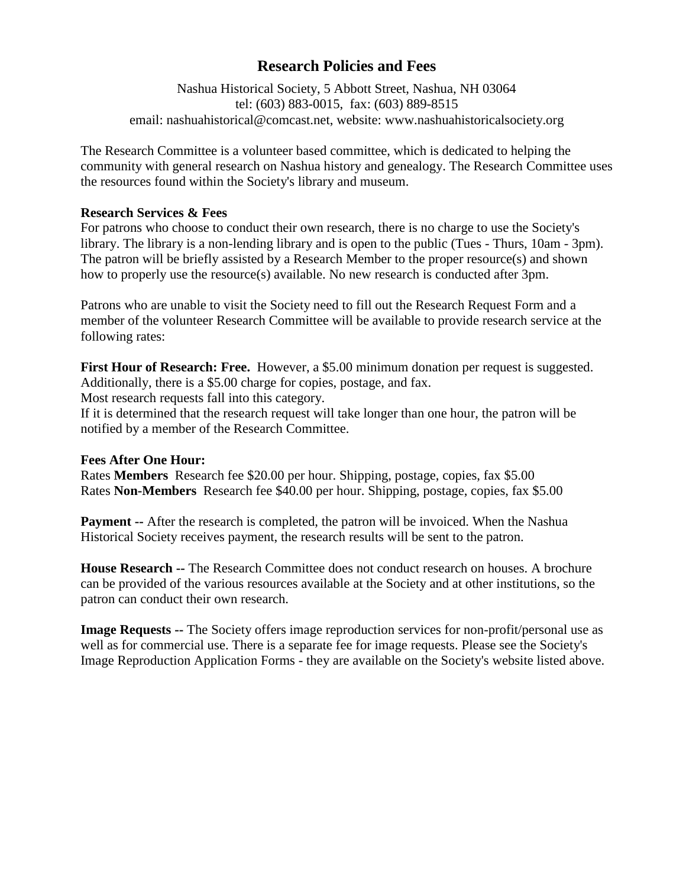# Research Policies and Fees

Nashua Historical Society, 5 Abbott Street, Nashua, NH 03064
tel: (603) 883-0015, fax: (603) 889-8515
email: nashuahistorical@comcast.net, website: www.nashuahistoricalsociety.org

The Research Committee is a volunteer based committee, which is dedicated to helping the community with general research on Nashua history and genealogy. The Research Committee uses the resources found within the Society's library and museum.

**Research Services & Fees**
For patrons who choose to conduct their own research, there is no charge to use the Society's library. The library is a non-lending library and is open to the public (Tues - Thurs, 10am - 3pm). The patron will be briefly assisted by a Research Member to the proper resource(s) and shown how to properly use the resource(s) available. No new research is conducted after 3pm.

Patrons who are unable to visit the Society need to fill out the Research Request Form and a member of the volunteer Research Committee will be available to provide research service at the following rates:

**First Hour of Research: Free.** However, a $5.00 minimum donation per request is suggested. Additionally, there is a $5.00 charge for copies, postage, and fax.
Most research requests fall into this category.
If it is determined that the research request will take longer than one hour, the patron will be notified by a member of the Research Committee.

**Fees After One Hour:**
Rates **Members** Research fee $20.00 per hour. Shipping, postage, copies, fax $5.00
Rates **Non-Members** Research fee $40.00 per hour. Shipping, postage, copies, fax $5.00

**Payment --** After the research is completed, the patron will be invoiced. When the Nashua Historical Society receives payment, the research results will be sent to the patron.

**House Research --** The Research Committee does not conduct research on houses. A brochure can be provided of the various resources available at the Society and at other institutions, so the patron can conduct their own research.

**Image Requests --** The Society offers image reproduction services for non-profit/personal use as well as for commercial use. There is a separate fee for image requests. Please see the Society's Image Reproduction Application Forms - they are available on the Society's website listed above.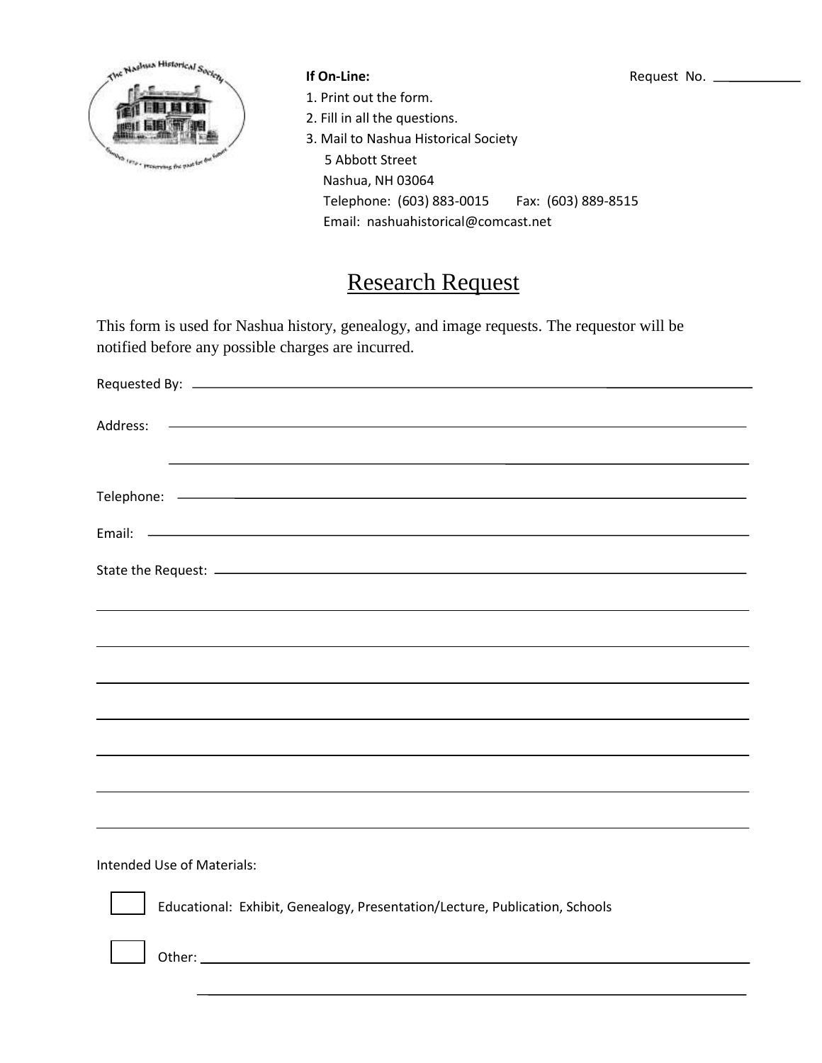**If On-Line:**

1. Print out the form.
2. Fill in all the questions.
3. Mail to Nashua Historical Society
   5 Abbott Street
   Nashua, NH 03064
   Telephone: (603) 883-0015 Fax: (603) 889-8515
   Email: nashuahistorical@comcast.net

Request No. ____________

# Research Request

This form is used for Nashua history, genealogy, and image requests. The requestor will be notified before any possible charges are incurred.

Requested By: ______________________________________________

Address: ______________________________________________

______________________________________________

Telephone: ______________________________________________

Email: ______________________________________________

State the Request: ______________________________________________

______________________________________________

______________________________________________

______________________________________________

______________________________________________

______________________________________________

______________________________________________

______________________________________________

Intended Use of Materials:

☐ Educational: Exhibit, Genealogy, Presentation/Lecture, Publication, Schools

☐ Other: ______________________________________________

______________________________________________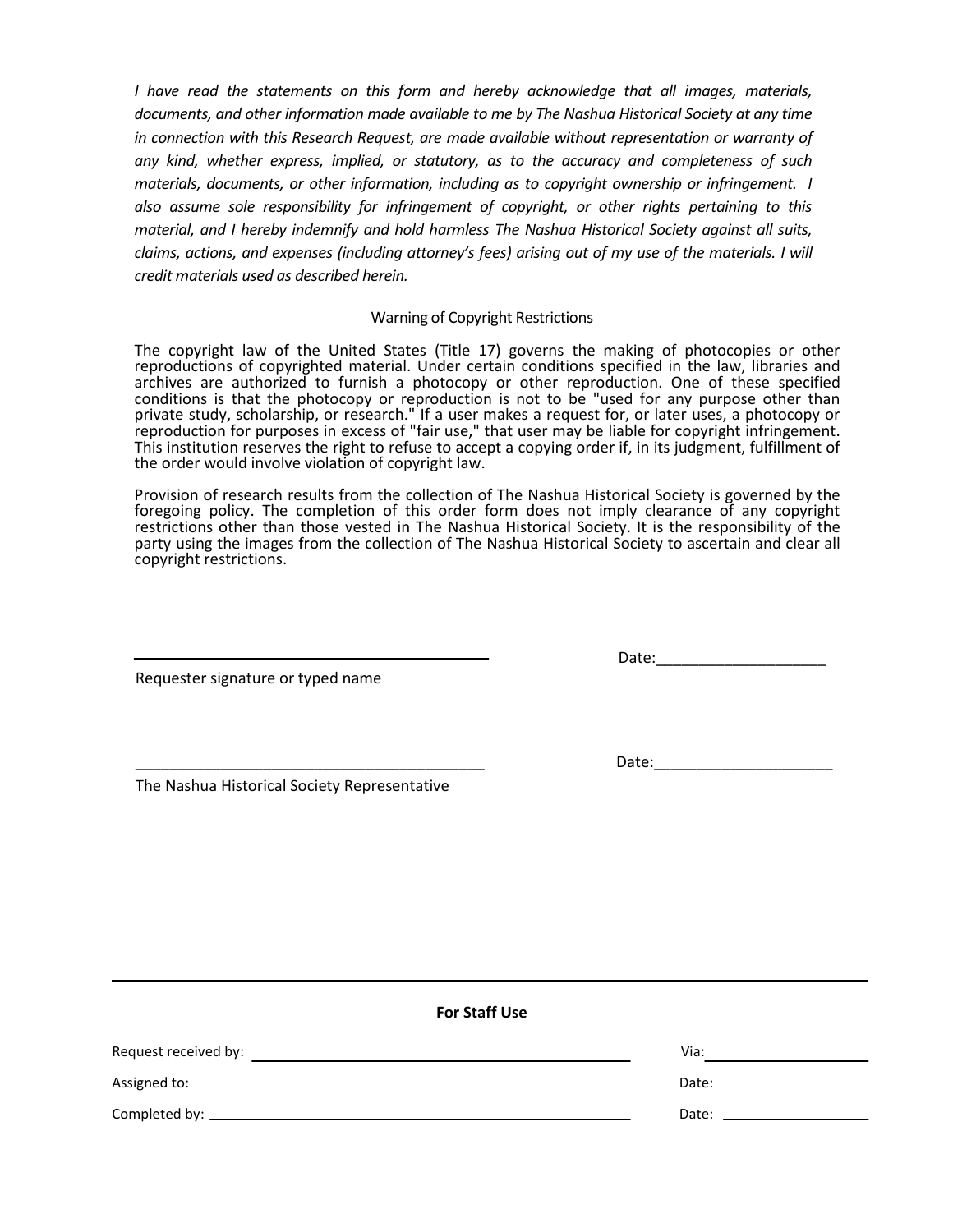*I have read the statements on this form and hereby acknowledge that all images, materials, documents, and other information made available to me by The Nashua Historical Society at any time in connection with this Research Request, are made available without representation or warranty of any kind, whether express, implied, or statutory, as to the accuracy and completeness of such materials, documents, or other information, including as to copyright ownership or infringement. I also assume sole responsibility for infringement of copyright, or other rights pertaining to this material, and I hereby indemnify and hold harmless The Nashua Historical Society against all suits, claims, actions, and expenses (including attorney's fees) arising out of my use of the materials. I will credit materials used as described herein.*

Warning of Copyright Restrictions

The copyright law of the United States (Title 17) governs the making of photocopies or other reproductions of copyrighted material. Under certain conditions specified in the law, libraries and archives are authorized to furnish a photocopy or other reproduction. One of these specified conditions is that the photocopy or reproduction is not to be "used for any purpose other than private study, scholarship, or research." If a user makes a request for, or later uses, a photocopy or reproduction for purposes in excess of "fair use," that user may be liable for copyright infringement. This institution reserves the right to refuse to accept a copying order if, in its judgment, fulfillment of the order would involve violation of copyright law.

Provision of research results from the collection of The Nashua Historical Society is governed by the foregoing policy. The completion of this order form does not imply clearance of any copyright restrictions other than those vested in The Nashua Historical Society. It is the responsibility of the party using the images from the collection of The Nashua Historical Society to ascertain and clear all copyright restrictions.

_____________________________________________ Date:____________________

Requester signature or typed name

_____________________________________________ Date:_____________________

The Nashua Historical Society Representative

---

**For Staff Use**

Request received by: ______________________________ Via: ____________________

Assigned to: ______________________________ Date: ____________________

Completed by: ______________________________ Date: ____________________